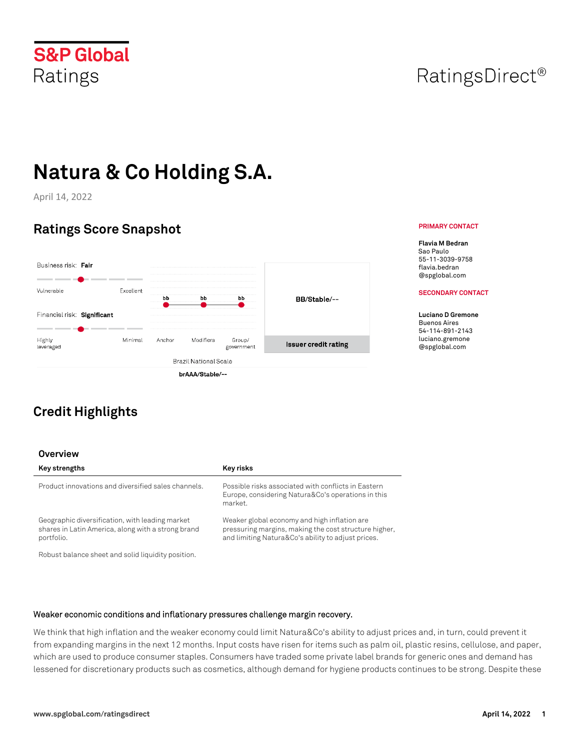S&P Global Ratings

RatingsDirect®

# Natura & Co Holding S.A.

April 14, 2022

## Ratings Score Snapshot

Business risk: **Fair**

Vulnerable — Excellent

Financial risk: **Significant**

Highly leveraged — Minimal

| Anchor | Modifiers | Group/ government |
|---|---|---|
| bb | bb | bb |

**BB/Stable/--**

**Issuer credit rating**

Brazil National Scale

**brAAA/Stable/--**

**PRIMARY CONTACT**

**Flavia M Bedran**
Sao Paulo
55-11-3039-9758
flavia.bedran@spglobal.com

**SECONDARY CONTACT**

**Luciano D Gremone**
Buenos Aires
54-114-891-2143
luciano.gremone@spglobal.com

## Credit Highlights

### Overview

| Key strengths | Key risks |
|---|---|
| Product innovations and diversified sales channels. | Possible risks associated with conflicts in Eastern Europe, considering Natura&Co's operations in this market. |
| Geographic diversification, with leading market shares in Latin America, along with a strong brand portfolio. | Weaker global economy and high inflation are pressuring margins, making the cost structure higher, and limiting Natura&Co's ability to adjust prices. |
| Robust balance sheet and solid liquidity position. | |

Weaker economic conditions and inflationary pressures challenge margin recovery.

We think that high inflation and the weaker economy could limit Natura&Co's ability to adjust prices and, in turn, could prevent it from expanding margins in the next 12 months. Input costs have risen for items such as palm oil, plastic resins, cellulose, and paper, which are used to produce consumer staples. Consumers have traded some private label brands for generic ones and demand has lessened for discretionary products such as cosmetics, although demand for hygiene products continues to be strong. Despite these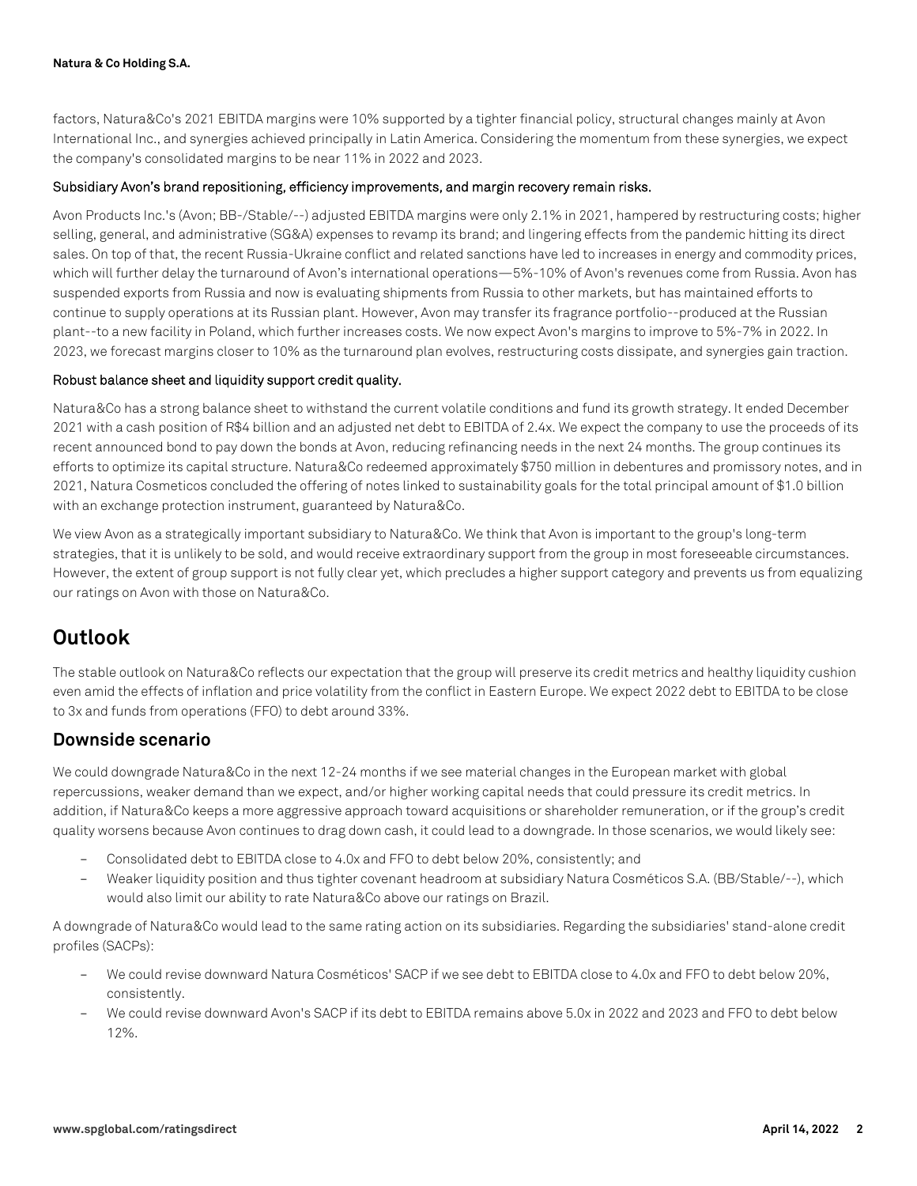factors, Natura&Co's 2021 EBITDA margins were 10% supported by a tighter financial policy, structural changes mainly at Avon International Inc., and synergies achieved principally in Latin America. Considering the momentum from these synergies, we expect the company's consolidated margins to be near 11% in 2022 and 2023.

Subsidiary Avon's brand repositioning, efficiency improvements, and margin recovery remain risks.

Avon Products Inc.'s (Avon; BB-/Stable/--) adjusted EBITDA margins were only 2.1% in 2021, hampered by restructuring costs; higher selling, general, and administrative (SG&A) expenses to revamp its brand; and lingering effects from the pandemic hitting its direct sales. On top of that, the recent Russia-Ukraine conflict and related sanctions have led to increases in energy and commodity prices, which will further delay the turnaround of Avon's international operations—5%-10% of Avon's revenues come from Russia. Avon has suspended exports from Russia and now is evaluating shipments from Russia to other markets, but has maintained efforts to continue to supply operations at its Russian plant. However, Avon may transfer its fragrance portfolio--produced at the Russian plant--to a new facility in Poland, which further increases costs. We now expect Avon's margins to improve to 5%-7% in 2022. In 2023, we forecast margins closer to 10% as the turnaround plan evolves, restructuring costs dissipate, and synergies gain traction.

Robust balance sheet and liquidity support credit quality.

Natura&Co has a strong balance sheet to withstand the current volatile conditions and fund its growth strategy. It ended December 2021 with a cash position of R$4 billion and an adjusted net debt to EBITDA of 2.4x. We expect the company to use the proceeds of its recent announced bond to pay down the bonds at Avon, reducing refinancing needs in the next 24 months. The group continues its efforts to optimize its capital structure. Natura&Co redeemed approximately $750 million in debentures and promissory notes, and in 2021, Natura Cosmeticos concluded the offering of notes linked to sustainability goals for the total principal amount of $1.0 billion with an exchange protection instrument, guaranteed by Natura&Co.

We view Avon as a strategically important subsidiary to Natura&Co. We think that Avon is important to the group's long-term strategies, that it is unlikely to be sold, and would receive extraordinary support from the group in most foreseeable circumstances. However, the extent of group support is not fully clear yet, which precludes a higher support category and prevents us from equalizing our ratings on Avon with those on Natura&Co.

## Outlook

The stable outlook on Natura&Co reflects our expectation that the group will preserve its credit metrics and healthy liquidity cushion even amid the effects of inflation and price volatility from the conflict in Eastern Europe. We expect 2022 debt to EBITDA to be close to 3x and funds from operations (FFO) to debt around 33%.

### Downside scenario

We could downgrade Natura&Co in the next 12-24 months if we see material changes in the European market with global repercussions, weaker demand than we expect, and/or higher working capital needs that could pressure its credit metrics. In addition, if Natura&Co keeps a more aggressive approach toward acquisitions or shareholder remuneration, or if the group's credit quality worsens because Avon continues to drag down cash, it could lead to a downgrade. In those scenarios, we would likely see:

- Consolidated debt to EBITDA close to 4.0x and FFO to debt below 20%, consistently; and
- Weaker liquidity position and thus tighter covenant headroom at subsidiary Natura Cosméticos S.A. (BB/Stable/--), which would also limit our ability to rate Natura&Co above our ratings on Brazil.

A downgrade of Natura&Co would lead to the same rating action on its subsidiaries. Regarding the subsidiaries' stand-alone credit profiles (SACPs):

- We could revise downward Natura Cosméticos' SACP if we see debt to EBITDA close to 4.0x and FFO to debt below 20%, consistently.
- We could revise downward Avon's SACP if its debt to EBITDA remains above 5.0x in 2022 and 2023 and FFO to debt below 12%.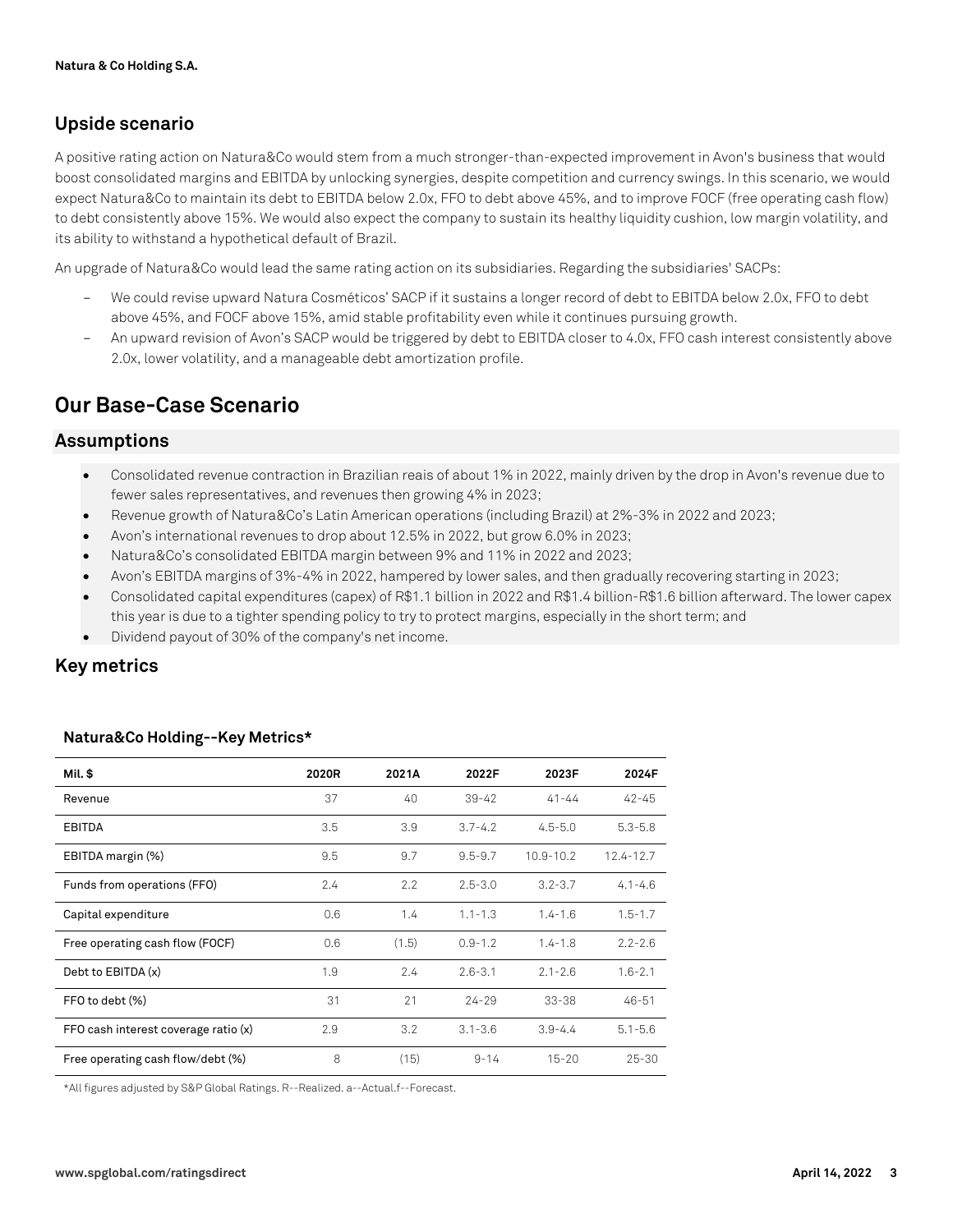## Upside scenario

A positive rating action on Natura&Co would stem from a much stronger-than-expected improvement in Avon's business that would boost consolidated margins and EBITDA by unlocking synergies, despite competition and currency swings. In this scenario, we would expect Natura&Co to maintain its debt to EBITDA below 2.0x, FFO to debt above 45%, and to improve FOCF (free operating cash flow) to debt consistently above 15%. We would also expect the company to sustain its healthy liquidity cushion, low margin volatility, and its ability to withstand a hypothetical default of Brazil.

An upgrade of Natura&Co would lead the same rating action on its subsidiaries. Regarding the subsidiaries' SACPs:

- We could revise upward Natura Cosméticos' SACP if it sustains a longer record of debt to EBITDA below 2.0x, FFO to debt above 45%, and FOCF above 15%, amid stable profitability even while it continues pursuing growth.
- An upward revision of Avon's SACP would be triggered by debt to EBITDA closer to 4.0x, FFO cash interest consistently above 2.0x, lower volatility, and a manageable debt amortization profile.

# Our Base-Case Scenario

## Assumptions

- Consolidated revenue contraction in Brazilian reais of about 1% in 2022, mainly driven by the drop in Avon's revenue due to fewer sales representatives, and revenues then growing 4% in 2023;
- Revenue growth of Natura&Co's Latin American operations (including Brazil) at 2%-3% in 2022 and 2023;
- Avon's international revenues to drop about 12.5% in 2022, but grow 6.0% in 2023;
- Natura&Co's consolidated EBITDA margin between 9% and 11% in 2022 and 2023;
- Avon's EBITDA margins of 3%-4% in 2022, hampered by lower sales, and then gradually recovering starting in 2023;
- Consolidated capital expenditures (capex) of R$1.1 billion in 2022 and R$1.4 billion-R$1.6 billion afterward. The lower capex this year is due to a tighter spending policy to try to protect margins, especially in the short term; and
- Dividend payout of 30% of the company's net income.

## Key metrics

**Natura&Co Holding--Key Metrics***

| Mil. $ | 2020R | 2021A | 2022F | 2023F | 2024F |
|---|---|---|---|---|---|
| Revenue | 37 | 40 | 39-42 | 41-44 | 42-45 |
| EBITDA | 3.5 | 3.9 | 3.7-4.2 | 4.5-5.0 | 5.3-5.8 |
| EBITDA margin (%) | 9.5 | 9.7 | 9.5-9.7 | 10.9-10.2 | 12.4-12.7 |
| Funds from operations (FFO) | 2.4 | 2.2 | 2.5-3.0 | 3.2-3.7 | 4.1-4.6 |
| Capital expenditure | 0.6 | 1.4 | 1.1-1.3 | 1.4-1.6 | 1.5-1.7 |
| Free operating cash flow (FOCF) | 0.6 | (1.5) | 0.9-1.2 | 1.4-1.8 | 2.2-2.6 |
| Debt to EBITDA (x) | 1.9 | 2.4 | 2.6-3.1 | 2.1-2.6 | 1.6-2.1 |
| FFO to debt (%) | 31 | 21 | 24-29 | 33-38 | 46-51 |
| FFO cash interest coverage ratio (x) | 2.9 | 3.2 | 3.1-3.6 | 3.9-4.4 | 5.1-5.6 |
| Free operating cash flow/debt (%) | 8 | (15) | 9-14 | 15-20 | 25-30 |

*All figures adjusted by S&P Global Ratings. R--Realized. a--Actual.f--Forecast.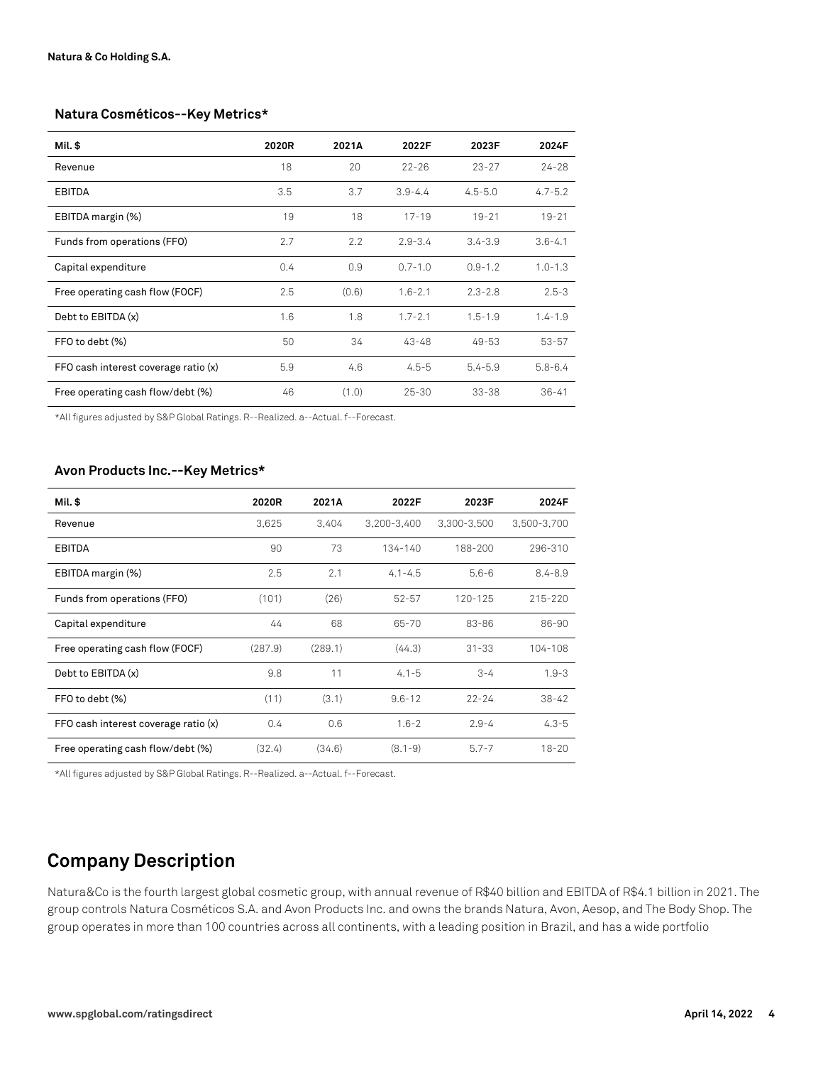### Natura Cosméticos--Key Metrics*

| Mil. $ | 2020R | 2021A | 2022F | 2023F | 2024F |
|---|---|---|---|---|---|
| Revenue | 18 | 20 | 22-26 | 23-27 | 24-28 |
| EBITDA | 3.5 | 3.7 | 3.9-4.4 | 4.5-5.0 | 4.7-5.2 |
| EBITDA margin (%) | 19 | 18 | 17-19 | 19-21 | 19-21 |
| Funds from operations (FFO) | 2.7 | 2.2 | 2.9-3.4 | 3.4-3.9 | 3.6-4.1 |
| Capital expenditure | 0.4 | 0.9 | 0.7-1.0 | 0.9-1.2 | 1.0-1.3 |
| Free operating cash flow (FOCF) | 2.5 | (0.6) | 1.6-2.1 | 2.3-2.8 | 2.5-3 |
| Debt to EBITDA (x) | 1.6 | 1.8 | 1.7-2.1 | 1.5-1.9 | 1.4-1.9 |
| FFO to debt (%) | 50 | 34 | 43-48 | 49-53 | 53-57 |
| FFO cash interest coverage ratio (x) | 5.9 | 4.6 | 4.5-5 | 5.4-5.9 | 5.8-6.4 |
| Free operating cash flow/debt (%) | 46 | (1.0) | 25-30 | 33-38 | 36-41 |

*All figures adjusted by S&P Global Ratings. R--Realized. a--Actual. f--Forecast.

### Avon Products Inc.--Key Metrics*

| Mil. $ | 2020R | 2021A | 2022F | 2023F | 2024F |
|---|---|---|---|---|---|
| Revenue | 3,625 | 3,404 | 3,200-3,400 | 3,300-3,500 | 3,500-3,700 |
| EBITDA | 90 | 73 | 134-140 | 188-200 | 296-310 |
| EBITDA margin (%) | 2.5 | 2.1 | 4.1-4.5 | 5.6-6 | 8.4-8.9 |
| Funds from operations (FFO) | (101) | (26) | 52-57 | 120-125 | 215-220 |
| Capital expenditure | 44 | 68 | 65-70 | 83-86 | 86-90 |
| Free operating cash flow (FOCF) | (287.9) | (289.1) | (44.3) | 31-33 | 104-108 |
| Debt to EBITDA (x) | 9.8 | 11 | 4.1-5 | 3-4 | 1.9-3 |
| FFO to debt (%) | (11) | (3.1) | 9.6-12 | 22-24 | 38-42 |
| FFO cash interest coverage ratio (x) | 0.4 | 0.6 | 1.6-2 | 2.9-4 | 4.3-5 |
| Free operating cash flow/debt (%) | (32.4) | (34.6) | (8.1-9) | 5.7-7 | 18-20 |

*All figures adjusted by S&P Global Ratings. R--Realized. a--Actual. f--Forecast.

## Company Description

Natura&Co is the fourth largest global cosmetic group, with annual revenue of R$40 billion and EBITDA of R$4.1 billion in 2021. The group controls Natura Cosméticos S.A. and Avon Products Inc. and owns the brands Natura, Avon, Aesop, and The Body Shop. The group operates in more than 100 countries across all continents, with a leading position in Brazil, and has a wide portfolio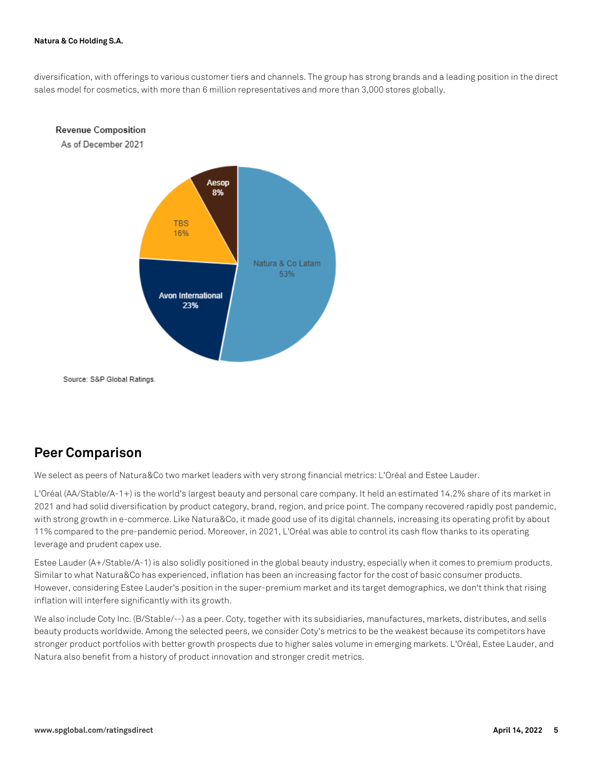diversification, with offerings to various customer tiers and channels. The group has strong brands and a leading position in the direct sales model for cosmetics, with more than 6 million representatives and more than 3,000 stores globally.

**Revenue Composition**

As of December 2021

| Segment | Share |
| --- | --- |
| Natura & Co Latam | 53% |
| Avon International | 23% |
| TBS | 16% |
| Aesop | 8% |

Source: S&P Global Ratings.

## Peer Comparison

We select as peers of Natura&Co two market leaders with very strong financial metrics: L'Oréal and Estee Lauder.

L'Oréal (AA/Stable/A-1+) is the world's largest beauty and personal care company. It held an estimated 14.2% share of its market in 2021 and had solid diversification by product category, brand, region, and price point. The company recovered rapidly post pandemic, with strong growth in e-commerce. Like Natura&Co, it made good use of its digital channels, increasing its operating profit by about 11% compared to the pre-pandemic period. Moreover, in 2021, L'Oréal was able to control its cash flow thanks to its operating leverage and prudent capex use.

Estee Lauder (A+/Stable/A-1) is also solidly positioned in the global beauty industry, especially when it comes to premium products. Similar to what Natura&Co has experienced, inflation has been an increasing factor for the cost of basic consumer products. However, considering Estee Lauder's position in the super-premium market and its target demographics, we don't think that rising inflation will interfere significantly with its growth.

We also include Coty Inc. (B/Stable/--) as a peer. Coty, together with its subsidiaries, manufactures, markets, distributes, and sells beauty products worldwide. Among the selected peers, we consider Coty's metrics to be the weakest because its competitors have stronger product portfolios with better growth prospects due to higher sales volume in emerging markets. L'Oréal, Estee Lauder, and Natura also benefit from a history of product innovation and stronger credit metrics.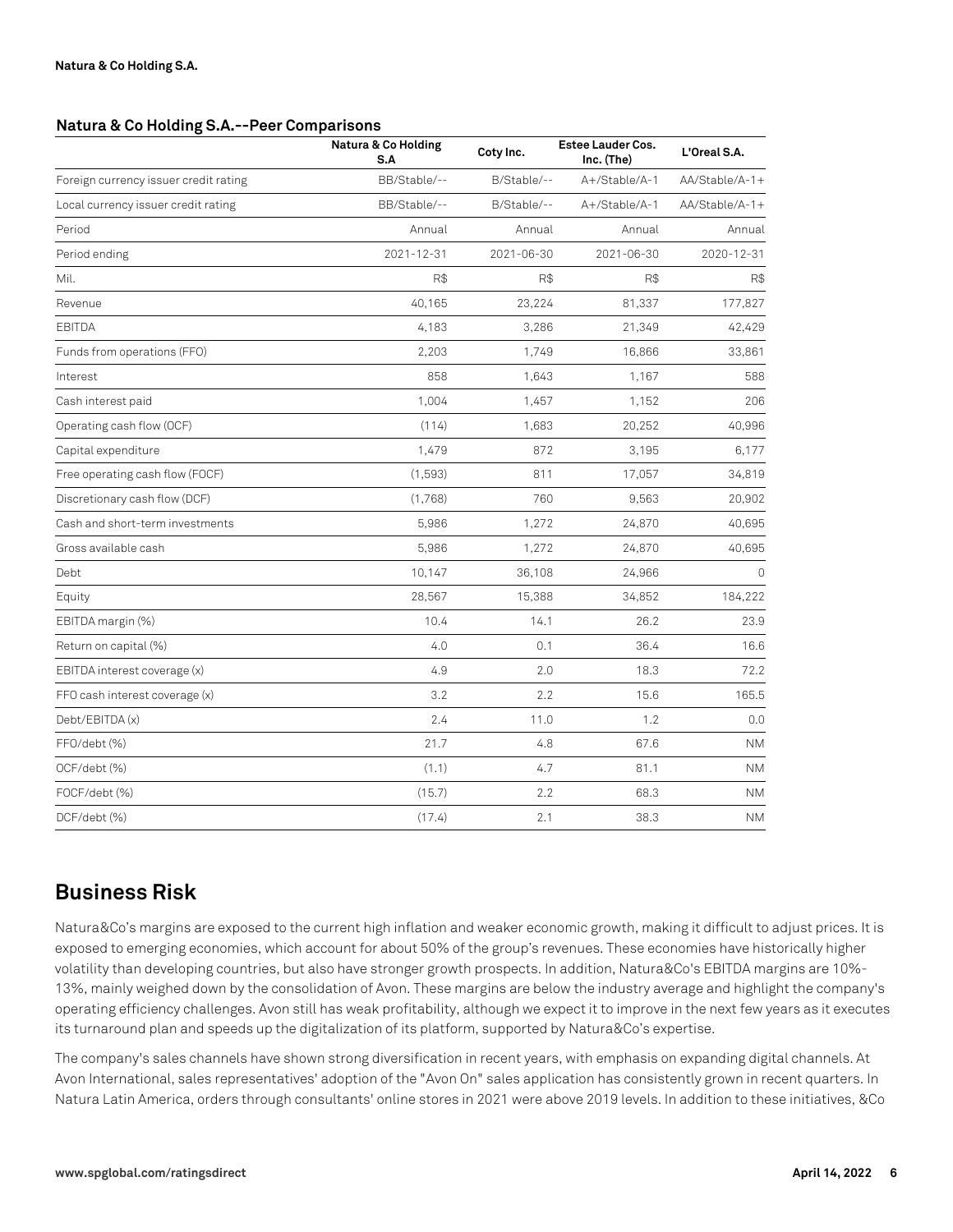**Natura & Co Holding S.A.--Peer Comparisons**

| | Natura & Co Holding S.A | Coty Inc. | Estee Lauder Cos. Inc. (The) | L'Oreal S.A. |
|---|---|---|---|---|
| Foreign currency issuer credit rating | BB/Stable/-- | B/Stable/-- | A+/Stable/A-1 | AA/Stable/A-1+ |
| Local currency issuer credit rating | BB/Stable/-- | B/Stable/-- | A+/Stable/A-1 | AA/Stable/A-1+ |
| Period | Annual | Annual | Annual | Annual |
| Period ending | 2021-12-31 | 2021-06-30 | 2021-06-30 | 2020-12-31 |
| Mil. | R$ | R$ | R$ | R$ |
| Revenue | 40,165 | 23,224 | 81,337 | 177,827 |
| EBITDA | 4,183 | 3,286 | 21,349 | 42,429 |
| Funds from operations (FFO) | 2,203 | 1,749 | 16,866 | 33,861 |
| Interest | 858 | 1,643 | 1,167 | 588 |
| Cash interest paid | 1,004 | 1,457 | 1,152 | 206 |
| Operating cash flow (OCF) | (114) | 1,683 | 20,252 | 40,996 |
| Capital expenditure | 1,479 | 872 | 3,195 | 6,177 |
| Free operating cash flow (FOCF) | (1,593) | 811 | 17,057 | 34,819 |
| Discretionary cash flow (DCF) | (1,768) | 760 | 9,563 | 20,902 |
| Cash and short-term investments | 5,986 | 1,272 | 24,870 | 40,695 |
| Gross available cash | 5,986 | 1,272 | 24,870 | 40,695 |
| Debt | 10,147 | 36,108 | 24,966 | 0 |
| Equity | 28,567 | 15,388 | 34,852 | 184,222 |
| EBITDA margin (%) | 10.4 | 14.1 | 26.2 | 23.9 |
| Return on capital (%) | 4.0 | 0.1 | 36.4 | 16.6 |
| EBITDA interest coverage (x) | 4.9 | 2.0 | 18.3 | 72.2 |
| FFO cash interest coverage (x) | 3.2 | 2.2 | 15.6 | 165.5 |
| Debt/EBITDA (x) | 2.4 | 11.0 | 1.2 | 0.0 |
| FFO/debt (%) | 21.7 | 4.8 | 67.6 | NM |
| OCF/debt (%) | (1.1) | 4.7 | 81.1 | NM |
| FOCF/debt (%) | (15.7) | 2.2 | 68.3 | NM |
| DCF/debt (%) | (17.4) | 2.1 | 38.3 | NM |

## Business Risk

Natura&Co's margins are exposed to the current high inflation and weaker economic growth, making it difficult to adjust prices. It is exposed to emerging economies, which account for about 50% of the group's revenues. These economies have historically higher volatility than developing countries, but also have stronger growth prospects. In addition, Natura&Co's EBITDA margins are 10%-13%, mainly weighed down by the consolidation of Avon. These margins are below the industry average and highlight the company's operating efficiency challenges. Avon still has weak profitability, although we expect it to improve in the next few years as it executes its turnaround plan and speeds up the digitalization of its platform, supported by Natura&Co's expertise.

The company's sales channels have shown strong diversification in recent years, with emphasis on expanding digital channels. At Avon International, sales representatives' adoption of the "Avon On" sales application has consistently grown in recent quarters. In Natura Latin America, orders through consultants' online stores in 2021 were above 2019 levels. In addition to these initiatives, &Co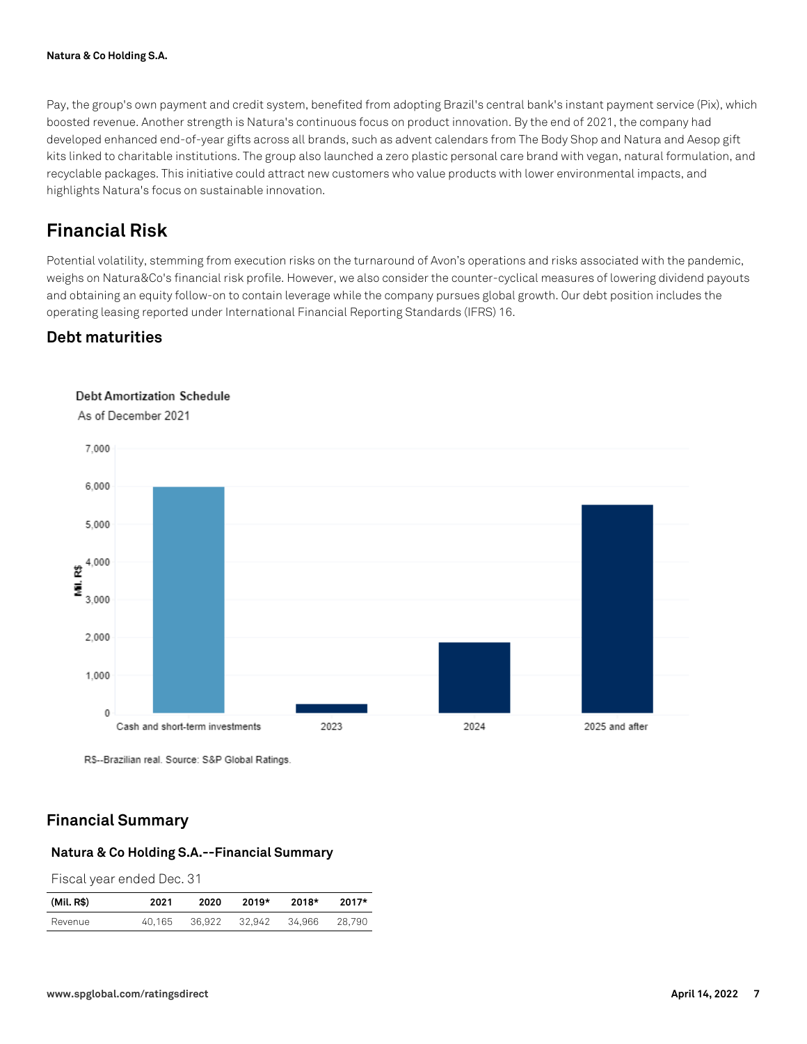Pay, the group's own payment and credit system, benefited from adopting Brazil's central bank's instant payment service (Pix), which boosted revenue. Another strength is Natura's continuous focus on product innovation. By the end of 2021, the company had developed enhanced end-of-year gifts across all brands, such as advent calendars from The Body Shop and Natura and Aesop gift kits linked to charitable institutions. The group also launched a zero plastic personal care brand with vegan, natural formulation, and recyclable packages. This initiative could attract new customers who value products with lower environmental impacts, and highlights Natura's focus on sustainable innovation.

## Financial Risk

Potential volatility, stemming from execution risks on the turnaround of Avon's operations and risks associated with the pandemic, weighs on Natura&Co's financial risk profile. However, we also consider the counter-cyclical measures of lowering dividend payouts and obtaining an equity follow-on to contain leverage while the company pursues global growth. Our debt position includes the operating leasing reported under International Financial Reporting Standards (IFRS) 16.

### Debt maturities

**Debt Amortization Schedule**

As of December 2021

| | Mil. R$ |
|---|---|
| Cash and short-term investments | ~6,000 |
| 2023 | ~230 |
| 2024 | ~1,870 |
| 2025 and after | ~5,500 |

R$--Brazilian real. Source: S&P Global Ratings.

## Financial Summary

**Natura & Co Holding S.A.--Financial Summary**

Fiscal year ended Dec. 31

| (Mil. R$) | 2021 | 2020 | 2019* | 2018* | 2017* |
|---|---|---|---|---|---|
| Revenue | 40,165 | 36,922 | 32,942 | 34,966 | 28,790 |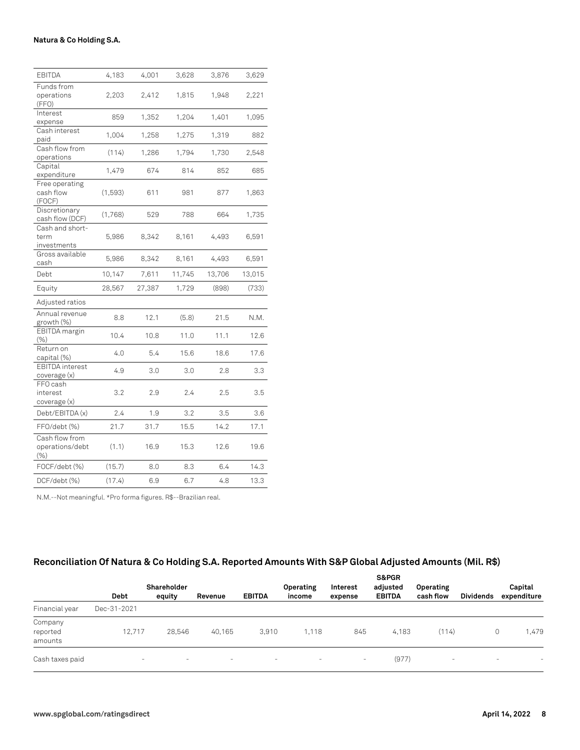| EBITDA | 4,183 | 4,001 | 3,628 | 3,876 | 3,629 |
|---|---|---|---|---|---|
| Funds from operations (FFO) | 2,203 | 2,412 | 1,815 | 1,948 | 2,221 |
| Interest expense | 859 | 1,352 | 1,204 | 1,401 | 1,095 |
| Cash interest paid | 1,004 | 1,258 | 1,275 | 1,319 | 882 |
| Cash flow from operations | (114) | 1,286 | 1,794 | 1,730 | 2,548 |
| Capital expenditure | 1,479 | 674 | 814 | 852 | 685 |
| Free operating cash flow (FOCF) | (1,593) | 611 | 981 | 877 | 1,863 |
| Discretionary cash flow (DCF) | (1,768) | 529 | 788 | 664 | 1,735 |
| Cash and short-term investments | 5,986 | 8,342 | 8,161 | 4,493 | 6,591 |
| Gross available cash | 5,986 | 8,342 | 8,161 | 4,493 | 6,591 |
| Debt | 10,147 | 7,611 | 11,745 | 13,706 | 13,015 |
| Equity | 28,567 | 27,387 | 1,729 | (898) | (733) |
| Adjusted ratios | | | | | |
| Annual revenue growth (%) | 8.8 | 12.1 | (5.8) | 21.5 | N.M. |
| EBITDA margin (%) | 10.4 | 10.8 | 11.0 | 11.1 | 12.6 |
| Return on capital (%) | 4.0 | 5.4 | 15.6 | 18.6 | 17.6 |
| EBITDA interest coverage (x) | 4.9 | 3.0 | 3.0 | 2.8 | 3.3 |
| FFO cash interest coverage (x) | 3.2 | 2.9 | 2.4 | 2.5 | 3.5 |
| Debt/EBITDA (x) | 2.4 | 1.9 | 3.2 | 3.5 | 3.6 |
| FFO/debt (%) | 21.7 | 31.7 | 15.5 | 14.2 | 17.1 |
| Cash flow from operations/debt (%) | (1.1) | 16.9 | 15.3 | 12.6 | 19.6 |
| FOCF/debt (%) | (15.7) | 8.0 | 8.3 | 6.4 | 14.3 |
| DCF/debt (%) | (17.4) | 6.9 | 6.7 | 4.8 | 13.3 |

N.M.--Not meaningful. *Pro forma figures. R$--Brazilian real.

## Reconciliation Of Natura & Co Holding S.A. Reported Amounts With S&P Global Adjusted Amounts (Mil. R$)

| | Debt | Shareholder equity | Revenue | EBITDA | Operating income | Interest expense | S&PGR adjusted EBITDA | Operating cash flow | Dividends | Capital expenditure |
|---|---|---|---|---|---|---|---|---|---|---|
| Financial year | Dec-31-2021 | | | | | | | | | |
| Company reported amounts | 12,717 | 28,546 | 40,165 | 3,910 | 1,118 | 845 | 4,183 | (114) | 0 | 1,479 |
| Cash taxes paid | - | - | - | - | - | - | (977) | - | - | - |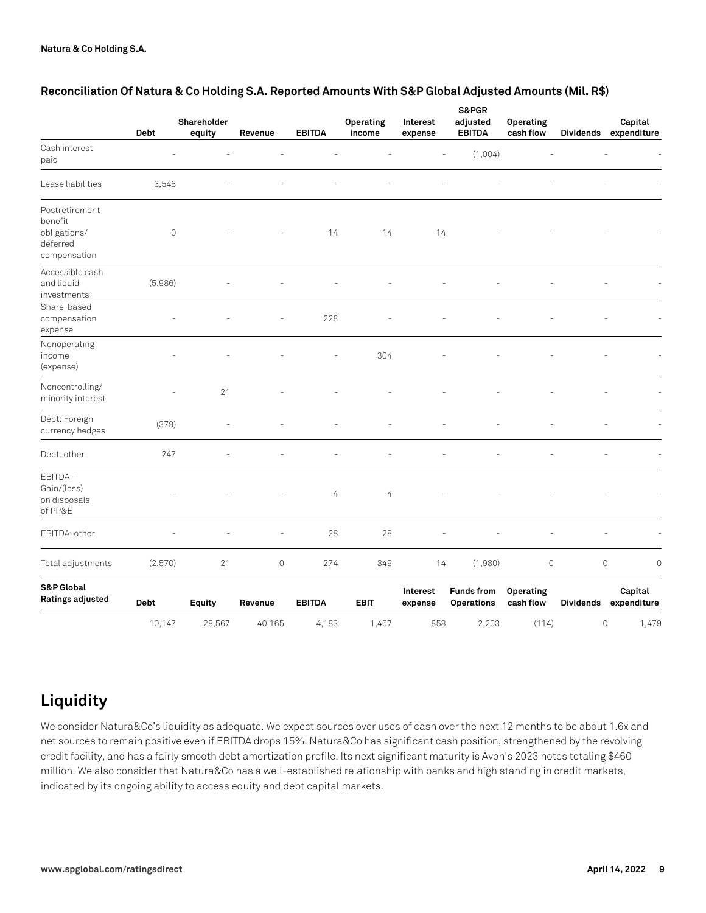**Natura & Co Holding S.A.**

### Reconciliation Of Natura & Co Holding S.A. Reported Amounts With S&P Global Adjusted Amounts (Mil. R$)

| | Debt | Shareholder equity | Revenue | EBITDA | Operating income | Interest expense | S&PGR adjusted EBITDA | Operating cash flow | Dividends | Capital expenditure |
|---|---|---|---|---|---|---|---|---|---|---|
| Cash interest paid | - | - | - | - | - | - | (1,004) | - | - | - |
| Lease liabilities | 3,548 | - | - | - | - | - | - | - | - | - |
| Postretirement benefit obligations/ deferred compensation | 0 | - | - | 14 | 14 | 14 | - | - | - | - |
| Accessible cash and liquid investments | (5,986) | - | - | - | - | - | - | - | - | - |
| Share-based compensation expense | - | - | - | 228 | - | - | - | - | - | - |
| Nonoperating income (expense) | - | - | - | - | 304 | - | - | - | - | - |
| Noncontrolling/ minority interest | - | 21 | - | - | - | - | - | - | - | - |
| Debt: Foreign currency hedges | (379) | - | - | - | - | - | - | - | - | - |
| Debt: other | 247 | - | - | - | - | - | - | - | - | - |
| EBITDA - Gain/(loss) on disposals of PP&E | - | - | - | 4 | 4 | - | - | - | - | - |
| EBITDA: other | - | - | - | 28 | 28 | - | - | - | - | - |
| Total adjustments | (2,570) | 21 | 0 | 274 | 349 | 14 | (1,980) | 0 | 0 | 0 |
| **S&P Global Ratings adjusted** | **Debt** | **Equity** | **Revenue** | **EBITDA** | **EBIT** | **Interest expense** | **Funds from Operations** | **Operating cash flow** | **Dividends** | **Capital expenditure** |
| | 10,147 | 28,567 | 40,165 | 4,183 | 1,467 | 858 | 2,203 | (114) | 0 | 1,479 |

## Liquidity

We consider Natura&Co's liquidity as adequate. We expect sources over uses of cash over the next 12 months to be about 1.6x and net sources to remain positive even if EBITDA drops 15%. Natura&Co has significant cash position, strengthened by the revolving credit facility, and has a fairly smooth debt amortization profile. Its next significant maturity is Avon's 2023 notes totaling $460 million. We also consider that Natura&Co has a well-established relationship with banks and high standing in credit markets, indicated by its ongoing ability to access equity and debt capital markets.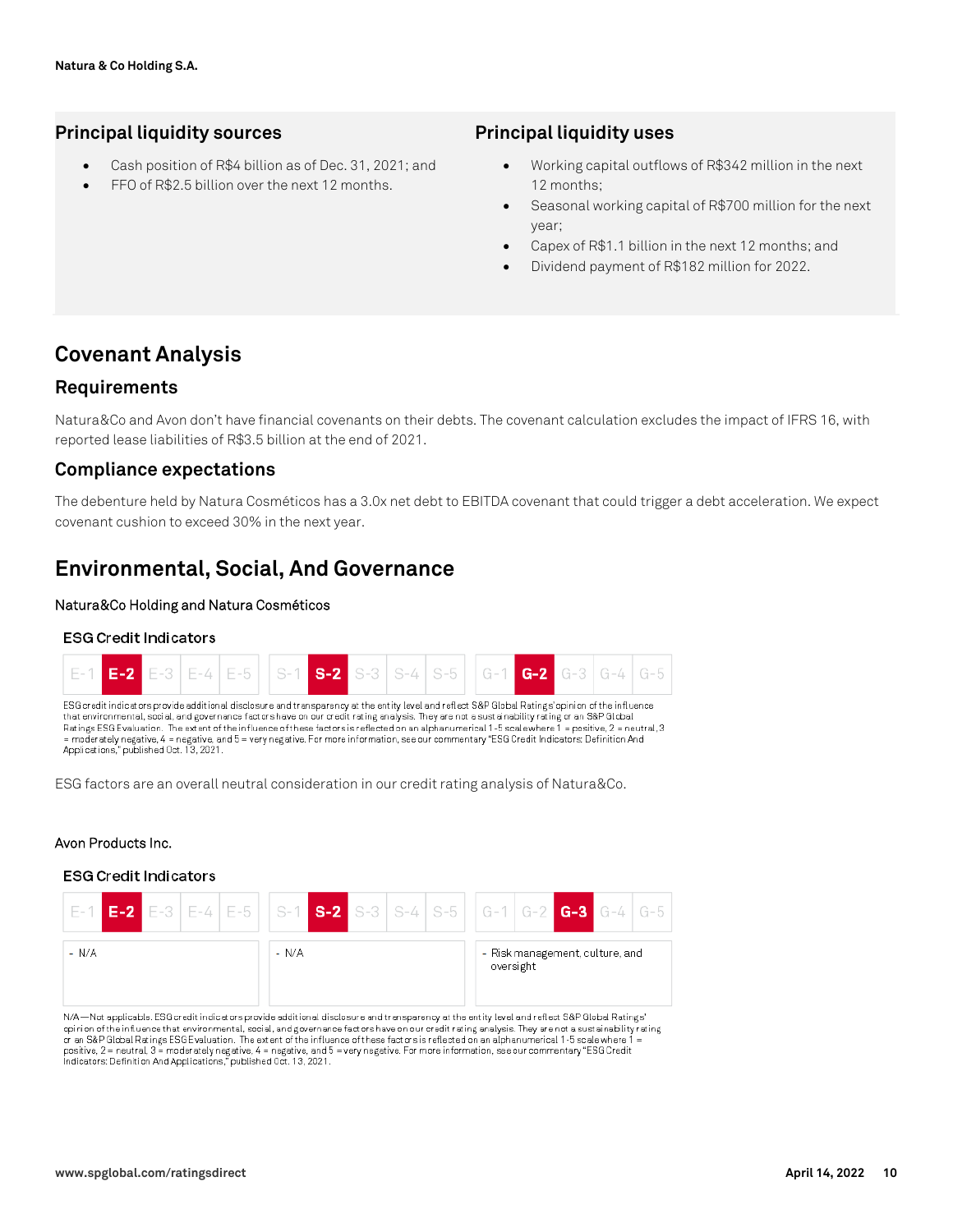## Principal liquidity sources

- Cash position of R$4 billion as of Dec. 31, 2021; and
- FFO of R$2.5 billion over the next 12 months.

## Principal liquidity uses

- Working capital outflows of R$342 million in the next 12 months;
- Seasonal working capital of R$700 million for the next year;
- Capex of R$1.1 billion in the next 12 months; and
- Dividend payment of R$182 million for 2022.

# Covenant Analysis

## Requirements

Natura&Co and Avon don't have financial covenants on their debts. The covenant calculation excludes the impact of IFRS 16, with reported lease liabilities of R$3.5 billion at the end of 2021.

## Compliance expectations

The debenture held by Natura Cosméticos has a 3.0x net debt to EBITDA covenant that could trigger a debt acceleration. We expect covenant cushion to exceed 30% in the next year.

# Environmental, Social, And Governance

Natura&Co Holding and Natura Cosméticos

### ESG Credit Indicators

| E-1 | **E-2** | E-3 | E-4 | E-5 | S-1 | **S-2** | S-3 | S-4 | S-5 | G-1 | **G-2** | G-3 | G-4 | G-5 |
|---|---|---|---|---|---|---|---|---|---|---|---|---|---|---|

ESG credit indicators provide additional disclosure and transparency at the entity level and reflect S&P Global Ratings' opinion of the influence that environmental, social, and governance factors have on our credit rating analysis. They are not a sustainability rating or an S&P Global Ratings ESG Evaluation. The extent of the influence of these factors is reflected on an alphanumerical 1-5 scale where 1 = positive, 2 = neutral, 3 = moderately negative, 4 = negative, and 5 = very negative. For more information, see our commentary "ESG Credit Indicators: Definition And Applications," published Oct. 13, 2021.

ESG factors are an overall neutral consideration in our credit rating analysis of Natura&Co.

Avon Products Inc.

### ESG Credit Indicators

| E-1 | **E-2** | E-3 | E-4 | E-5 | S-1 | **S-2** | S-3 | S-4 | S-5 | G-1 | G-2 | **G-3** | G-4 | G-5 |
|---|---|---|---|---|---|---|---|---|---|---|---|---|---|---|

| Environmental | Social | Governance |
|---|---|---|
| - N/A | - N/A | - Risk management, culture, and oversight |

N/A—Not applicable. ESG credit indicators provide additional disclosure and transparency at the entity level and reflect S&P Global Ratings' opinion of the influence that environmental, social, and governance factors have on our credit rating analysis. They are not a sustainability rating or an S&P Global Ratings ESG Evaluation. The extent of the influence of these factors is reflected on an alphanumerical 1-5 scale where 1 = positive, 2 = neutral, 3 = moderately negative, 4 = negative, and 5 = very negative. For more information, see our commentary "ESG Credit Indicators: Definition And Applications," published Oct. 13, 2021.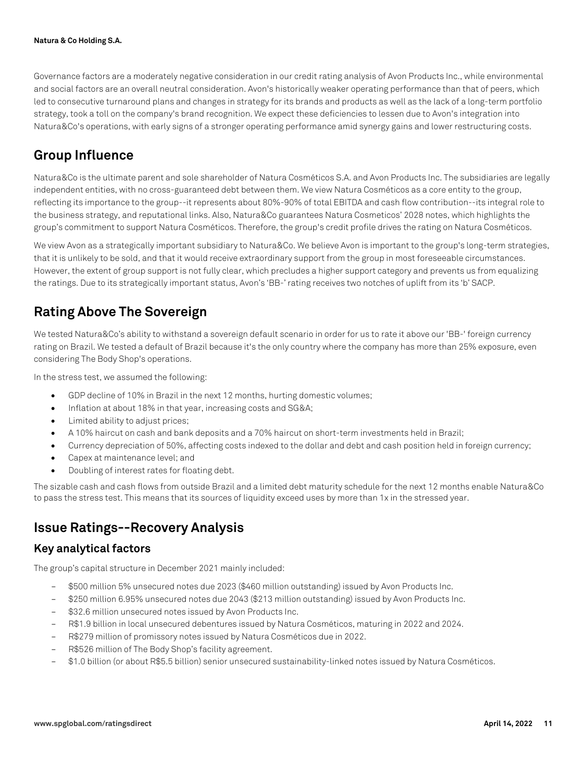Governance factors are a moderately negative consideration in our credit rating analysis of Avon Products Inc., while environmental and social factors are an overall neutral consideration. Avon's historically weaker operating performance than that of peers, which led to consecutive turnaround plans and changes in strategy for its brands and products as well as the lack of a long-term portfolio strategy, took a toll on the company's brand recognition. We expect these deficiencies to lessen due to Avon's integration into Natura&Co's operations, with early signs of a stronger operating performance amid synergy gains and lower restructuring costs.

## Group Influence

Natura&Co is the ultimate parent and sole shareholder of Natura Cosméticos S.A. and Avon Products Inc. The subsidiaries are legally independent entities, with no cross-guaranteed debt between them. We view Natura Cosméticos as a core entity to the group, reflecting its importance to the group--it represents about 80%-90% of total EBITDA and cash flow contribution--its integral role to the business strategy, and reputational links. Also, Natura&Co guarantees Natura Cosmeticos' 2028 notes, which highlights the group's commitment to support Natura Cosméticos. Therefore, the group's credit profile drives the rating on Natura Cosméticos.

We view Avon as a strategically important subsidiary to Natura&Co. We believe Avon is important to the group's long-term strategies, that it is unlikely to be sold, and that it would receive extraordinary support from the group in most foreseeable circumstances. However, the extent of group support is not fully clear, which precludes a higher support category and prevents us from equalizing the ratings. Due to its strategically important status, Avon's 'BB-' rating receives two notches of uplift from its 'b' SACP.

## Rating Above The Sovereign

We tested Natura&Co's ability to withstand a sovereign default scenario in order for us to rate it above our 'BB-' foreign currency rating on Brazil. We tested a default of Brazil because it's the only country where the company has more than 25% exposure, even considering The Body Shop's operations.

In the stress test, we assumed the following:

- GDP decline of 10% in Brazil in the next 12 months, hurting domestic volumes;
- Inflation at about 18% in that year, increasing costs and SG&A;
- Limited ability to adjust prices;
- A 10% haircut on cash and bank deposits and a 70% haircut on short-term investments held in Brazil;
- Currency depreciation of 50%, affecting costs indexed to the dollar and debt and cash position held in foreign currency;
- Capex at maintenance level; and
- Doubling of interest rates for floating debt.

The sizable cash and cash flows from outside Brazil and a limited debt maturity schedule for the next 12 months enable Natura&Co to pass the stress test. This means that its sources of liquidity exceed uses by more than 1x in the stressed year.

## Issue Ratings--Recovery Analysis

### Key analytical factors

The group's capital structure in December 2021 mainly included:

- $500 million 5% unsecured notes due 2023 ($460 million outstanding) issued by Avon Products Inc.
- $250 million 6.95% unsecured notes due 2043 ($213 million outstanding) issued by Avon Products Inc.
- $32.6 million unsecured notes issued by Avon Products Inc.
- R$1.9 billion in local unsecured debentures issued by Natura Cosméticos, maturing in 2022 and 2024.
- R$279 million of promissory notes issued by Natura Cosméticos due in 2022.
- R$526 million of The Body Shop's facility agreement.
- $1.0 billion (or about R$5.5 billion) senior unsecured sustainability-linked notes issued by Natura Cosméticos.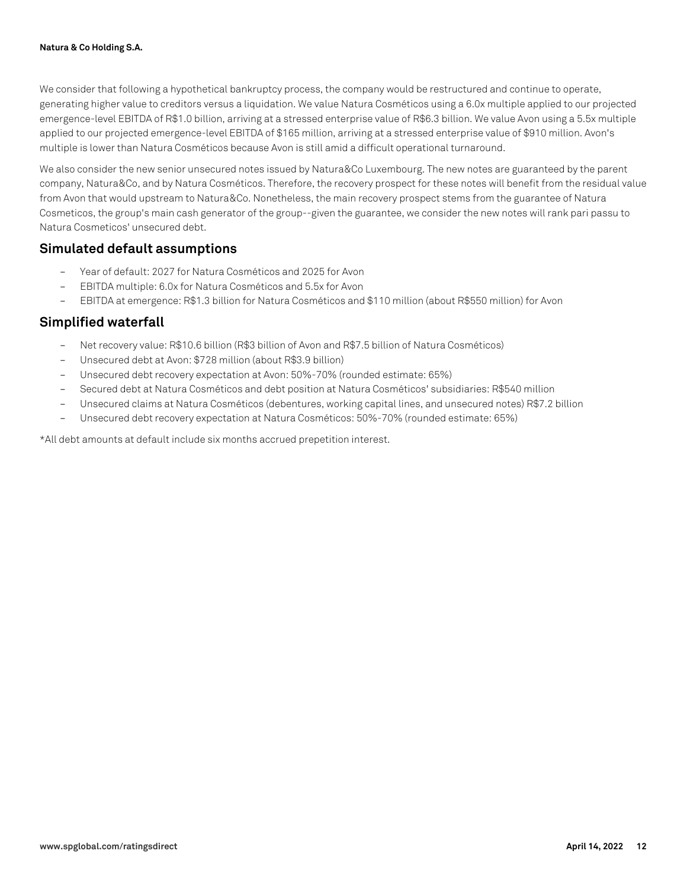We consider that following a hypothetical bankruptcy process, the company would be restructured and continue to operate, generating higher value to creditors versus a liquidation. We value Natura Cosméticos using a 6.0x multiple applied to our projected emergence-level EBITDA of R$1.0 billion, arriving at a stressed enterprise value of R$6.3 billion. We value Avon using a 5.5x multiple applied to our projected emergence-level EBITDA of $165 million, arriving at a stressed enterprise value of $910 million. Avon's multiple is lower than Natura Cosméticos because Avon is still amid a difficult operational turnaround.

We also consider the new senior unsecured notes issued by Natura&Co Luxembourg. The new notes are guaranteed by the parent company, Natura&Co, and by Natura Cosméticos. Therefore, the recovery prospect for these notes will benefit from the residual value from Avon that would upstream to Natura&Co. Nonetheless, the main recovery prospect stems from the guarantee of Natura Cosmeticos, the group's main cash generator of the group--given the guarantee, we consider the new notes will rank pari passu to Natura Cosmeticos' unsecured debt.

## Simulated default assumptions

- Year of default: 2027 for Natura Cosméticos and 2025 for Avon
- EBITDA multiple: 6.0x for Natura Cosméticos and 5.5x for Avon
- EBITDA at emergence: R$1.3 billion for Natura Cosméticos and $110 million (about R$550 million) for Avon

## Simplified waterfall

- Net recovery value: R$10.6 billion (R$3 billion of Avon and R$7.5 billion of Natura Cosméticos)
- Unsecured debt at Avon: $728 million (about R$3.9 billion)
- Unsecured debt recovery expectation at Avon: 50%-70% (rounded estimate: 65%)
- Secured debt at Natura Cosméticos and debt position at Natura Cosméticos' subsidiaries: R$540 million
- Unsecured claims at Natura Cosméticos (debentures, working capital lines, and unsecured notes) R$7.2 billion
- Unsecured debt recovery expectation at Natura Cosméticos: 50%-70% (rounded estimate: 65%)

*All debt amounts at default include six months accrued prepetition interest.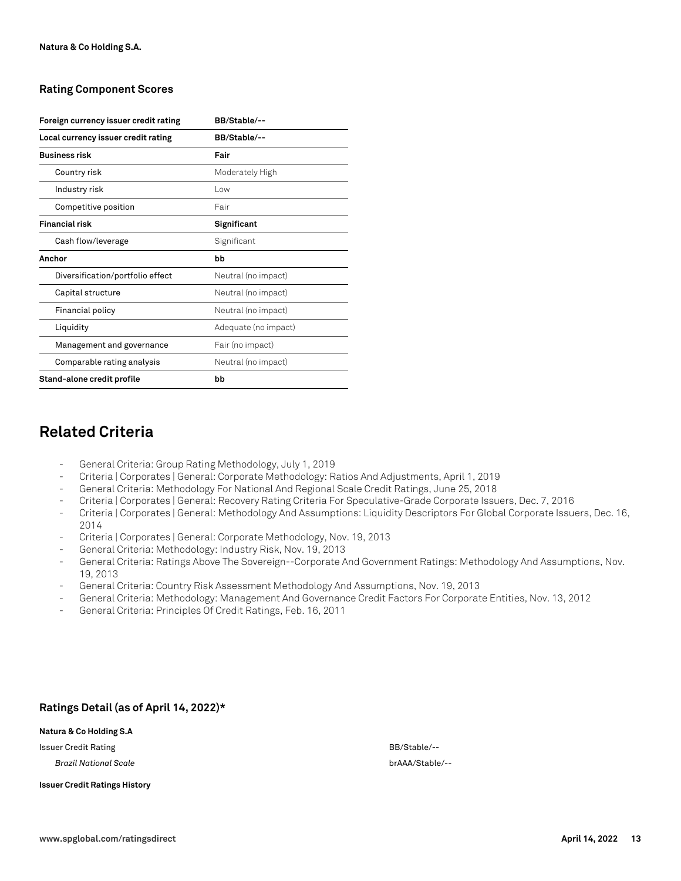### Rating Component Scores

| Foreign currency issuer credit rating | BB/Stable/-- |
|---|---|
| Local currency issuer credit rating | BB/Stable/-- |
| **Business risk** | **Fair** |
| Country risk | Moderately High |
| Industry risk | Low |
| Competitive position | Fair |
| **Financial risk** | **Significant** |
| Cash flow/leverage | Significant |
| **Anchor** | **bb** |
| Diversification/portfolio effect | Neutral (no impact) |
| Capital structure | Neutral (no impact) |
| Financial policy | Neutral (no impact) |
| Liquidity | Adequate (no impact) |
| Management and governance | Fair (no impact) |
| Comparable rating analysis | Neutral (no impact) |
| **Stand-alone credit profile** | **bb** |

# Related Criteria

- General Criteria: Group Rating Methodology, July 1, 2019
- Criteria | Corporates | General: Corporate Methodology: Ratios And Adjustments, April 1, 2019
- General Criteria: Methodology For National And Regional Scale Credit Ratings, June 25, 2018
- Criteria | Corporates | General: Recovery Rating Criteria For Speculative-Grade Corporate Issuers, Dec. 7, 2016
- Criteria | Corporates | General: Methodology And Assumptions: Liquidity Descriptors For Global Corporate Issuers, Dec. 16, 2014
- Criteria | Corporates | General: Corporate Methodology, Nov. 19, 2013
- General Criteria: Methodology: Industry Risk, Nov. 19, 2013
- General Criteria: Ratings Above The Sovereign--Corporate And Government Ratings: Methodology And Assumptions, Nov. 19, 2013
- General Criteria: Country Risk Assessment Methodology And Assumptions, Nov. 19, 2013
- General Criteria: Methodology: Management And Governance Credit Factors For Corporate Entities, Nov. 13, 2012
- General Criteria: Principles Of Credit Ratings, Feb. 16, 2011

### Ratings Detail (as of April 14, 2022)*

| **Natura & Co Holding S.A** | |
|---|---|
| Issuer Credit Rating | BB/Stable/-- |
| *Brazil National Scale* | brAAA/Stable/-- |
| **Issuer Credit Ratings History** | |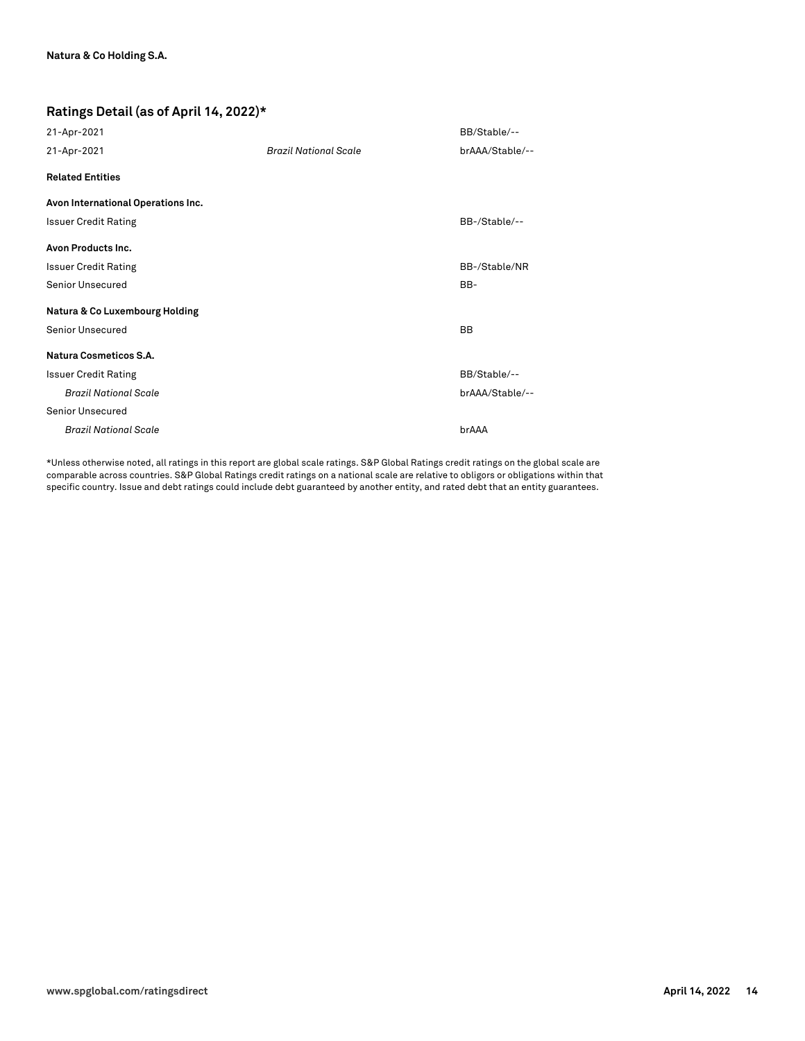## Ratings Detail (as of April 14, 2022)*

| | | |
|---|---|---|
| 21-Apr-2021 | | BB/Stable/-- |
| 21-Apr-2021 | *Brazil National Scale* | brAAA/Stable/-- |
| **Related Entities** | | |
| **Avon International Operations Inc.** | | |
| Issuer Credit Rating | | BB-/Stable/-- |
| **Avon Products Inc.** | | |
| Issuer Credit Rating | | BB-/Stable/NR |
| Senior Unsecured | | BB- |
| **Natura & Co Luxembourg Holding** | | |
| Senior Unsecured | | BB |
| **Natura Cosmeticos S.A.** | | |
| Issuer Credit Rating | | BB/Stable/-- |
| *Brazil National Scale* | | brAAA/Stable/-- |
| Senior Unsecured | | |
| *Brazil National Scale* | | brAAA |

*Unless otherwise noted, all ratings in this report are global scale ratings. S&P Global Ratings credit ratings on the global scale are comparable across countries. S&P Global Ratings credit ratings on a national scale are relative to obligors or obligations within that specific country. Issue and debt ratings could include debt guaranteed by another entity, and rated debt that an entity guarantees.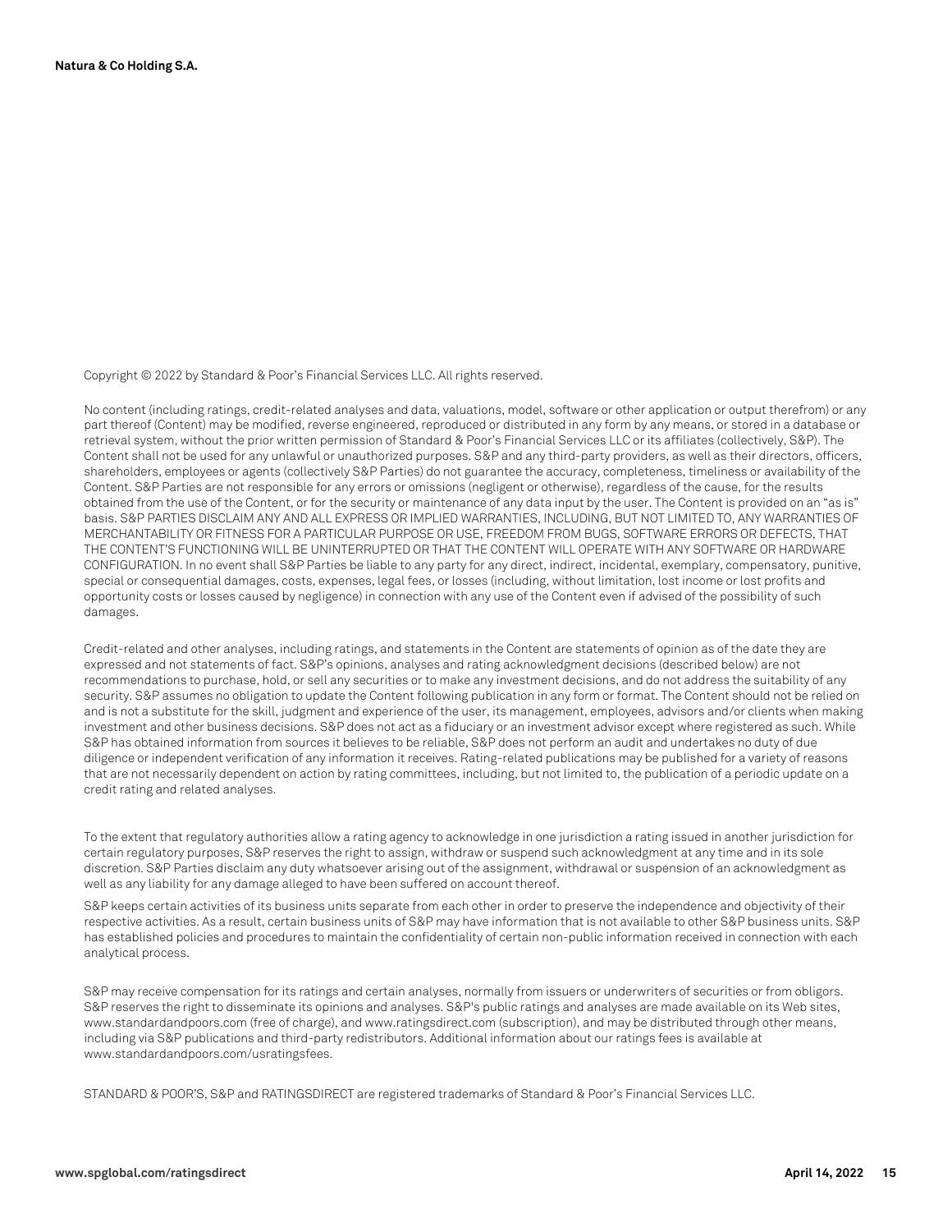Copyright © 2022 by Standard & Poor's Financial Services LLC. All rights reserved.

No content (including ratings, credit-related analyses and data, valuations, model, software or other application or output therefrom) or any part thereof (Content) may be modified, reverse engineered, reproduced or distributed in any form by any means, or stored in a database or retrieval system, without the prior written permission of Standard & Poor's Financial Services LLC or its affiliates (collectively, S&P). The Content shall not be used for any unlawful or unauthorized purposes. S&P and any third-party providers, as well as their directors, officers, shareholders, employees or agents (collectively S&P Parties) do not guarantee the accuracy, completeness, timeliness or availability of the Content. S&P Parties are not responsible for any errors or omissions (negligent or otherwise), regardless of the cause, for the results obtained from the use of the Content, or for the security or maintenance of any data input by the user. The Content is provided on an "as is" basis. S&P PARTIES DISCLAIM ANY AND ALL EXPRESS OR IMPLIED WARRANTIES, INCLUDING, BUT NOT LIMITED TO, ANY WARRANTIES OF MERCHANTABILITY OR FITNESS FOR A PARTICULAR PURPOSE OR USE, FREEDOM FROM BUGS, SOFTWARE ERRORS OR DEFECTS, THAT THE CONTENT'S FUNCTIONING WILL BE UNINTERRUPTED OR THAT THE CONTENT WILL OPERATE WITH ANY SOFTWARE OR HARDWARE CONFIGURATION. In no event shall S&P Parties be liable to any party for any direct, indirect, incidental, exemplary, compensatory, punitive, special or consequential damages, costs, expenses, legal fees, or losses (including, without limitation, lost income or lost profits and opportunity costs or losses caused by negligence) in connection with any use of the Content even if advised of the possibility of such damages.

Credit-related and other analyses, including ratings, and statements in the Content are statements of opinion as of the date they are expressed and not statements of fact. S&P's opinions, analyses and rating acknowledgment decisions (described below) are not recommendations to purchase, hold, or sell any securities or to make any investment decisions, and do not address the suitability of any security. S&P assumes no obligation to update the Content following publication in any form or format. The Content should not be relied on and is not a substitute for the skill, judgment and experience of the user, its management, employees, advisors and/or clients when making investment and other business decisions. S&P does not act as a fiduciary or an investment advisor except where registered as such. While S&P has obtained information from sources it believes to be reliable, S&P does not perform an audit and undertakes no duty of due diligence or independent verification of any information it receives. Rating-related publications may be published for a variety of reasons that are not necessarily dependent on action by rating committees, including, but not limited to, the publication of a periodic update on a credit rating and related analyses.

To the extent that regulatory authorities allow a rating agency to acknowledge in one jurisdiction a rating issued in another jurisdiction for certain regulatory purposes, S&P reserves the right to assign, withdraw or suspend such acknowledgment at any time and in its sole discretion. S&P Parties disclaim any duty whatsoever arising out of the assignment, withdrawal or suspension of an acknowledgment as well as any liability for any damage alleged to have been suffered on account thereof.

S&P keeps certain activities of its business units separate from each other in order to preserve the independence and objectivity of their respective activities. As a result, certain business units of S&P may have information that is not available to other S&P business units. S&P has established policies and procedures to maintain the confidentiality of certain non-public information received in connection with each analytical process.

S&P may receive compensation for its ratings and certain analyses, normally from issuers or underwriters of securities or from obligors. S&P reserves the right to disseminate its opinions and analyses. S&P's public ratings and analyses are made available on its Web sites, www.standardandpoors.com (free of charge), and www.ratingsdirect.com (subscription), and may be distributed through other means, including via S&P publications and third-party redistributors. Additional information about our ratings fees is available at www.standardandpoors.com/usratingsfees.

STANDARD & POOR'S, S&P and RATINGSDIRECT are registered trademarks of Standard & Poor's Financial Services LLC.